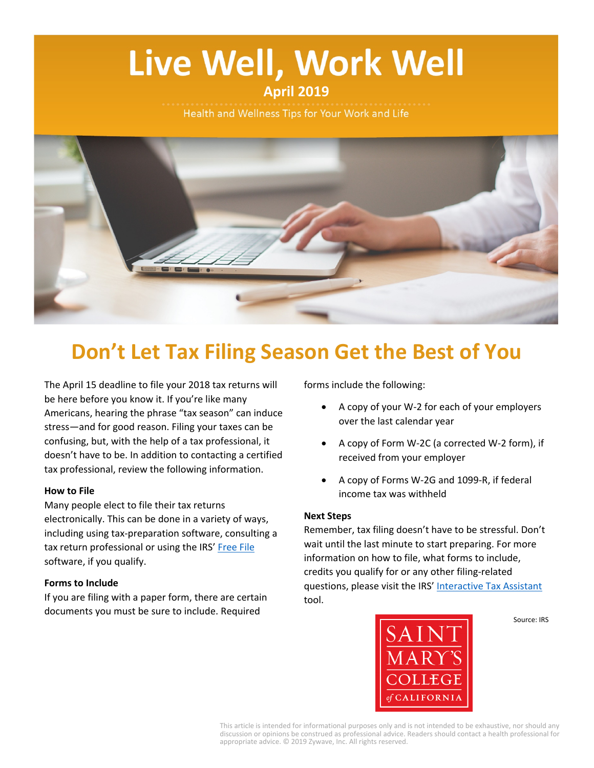# Live Well, Work Well

**April 2019**

Health and Wellness Tips for Your Work and Life

## Don't Let Tax Filing Season Get the Best of You

The April 15 deadline to file your 2018 tax returns will be here before you know it. If you're like many Americans, hearing the phrase "tax season" can induce stress—and for good reason. Filing your taxes can be confusing, but, with the help of a tax professional, it doesn't have to be. In addition to contacting a certified tax professional, review the following information.

**How to File**

Many people elect to file their tax returns electronically. This can be done in a variety of ways, including using tax-preparation software, consulting a tax return professional or using the IRS' Free File software, if you qualify.

**Forms to Include**

If you are filing with a paper form, there are certain documents you must be sure to include. Required forms include the following:

- A copy of your W-2 for each of your employers over the last calendar year
- A copy of Form W-2C (a corrected W-2 form), if received from your employer
- A copy of Forms W-2G and 1099-R, if federal income tax was withheld

**Next Steps**

Remember, tax filing doesn't have to be stressful. Don't wait until the last minute to start preparing. For more information on how to file, what forms to include, credits you qualify for or any other filing-related questions, please visit the IRS' Interactive Tax Assistant tool.

Source: IRS

SAINT MARY'S COLLEGE of CALIFORNIA

This article is intended for informational purposes only and is not intended to be exhaustive, nor should any discussion or opinions be construed as professional advice. Readers should contact a health professional for appropriate advice. © 2019 Zywave, Inc. All rights reserved.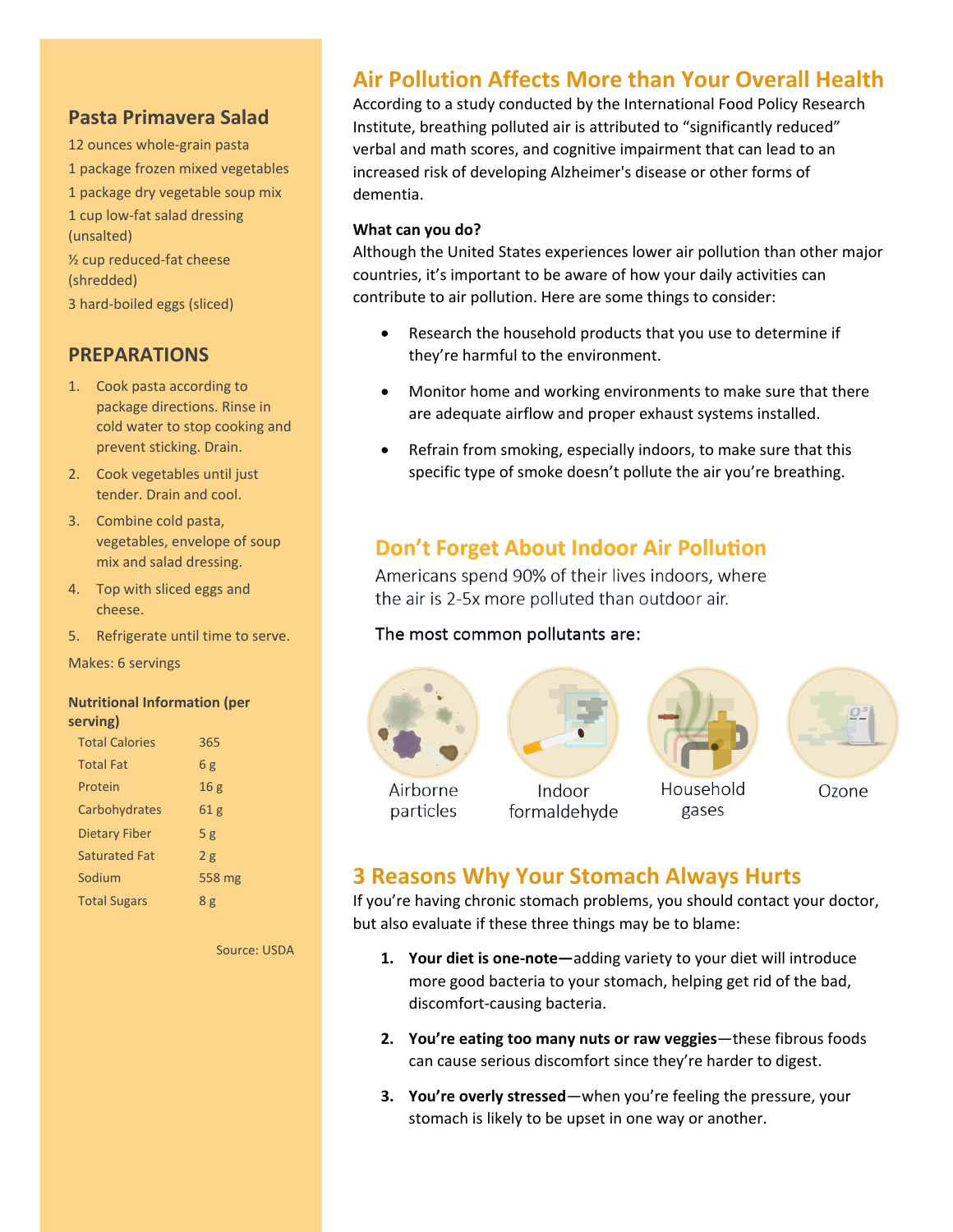## Pasta Primavera Salad

12 ounces whole-grain pasta

1 package frozen mixed vegetables

1 package dry vegetable soup mix

1 cup low-fat salad dressing (unsalted)

½ cup reduced-fat cheese (shredded)

3 hard-boiled eggs (sliced)

## PREPARATIONS

1. Cook pasta according to package directions. Rinse in cold water to stop cooking and prevent sticking. Drain.
2. Cook vegetables until just tender. Drain and cool.
3. Combine cold pasta, vegetables, envelope of soup mix and salad dressing.
4. Top with sliced eggs and cheese.
5. Refrigerate until time to serve.

Makes: 6 servings

**Nutritional Information (per serving)**

| | |
|---|---|
| Total Calories | 365 |
| Total Fat | 6 g |
| Protein | 16 g |
| Carbohydrates | 61 g |
| Dietary Fiber | 5 g |
| Saturated Fat | 2 g |
| Sodium | 558 mg |
| Total Sugars | 8 g |

Source: USDA

## Air Pollution Affects More than Your Overall Health

According to a study conducted by the International Food Policy Research Institute, breathing polluted air is attributed to "significantly reduced" verbal and math scores, and cognitive impairment that can lead to an increased risk of developing Alzheimer's disease or other forms of dementia.

**What can you do?**

Although the United States experiences lower air pollution than other major countries, it's important to be aware of how your daily activities can contribute to air pollution. Here are some things to consider:

- Research the household products that you use to determine if they're harmful to the environment.
- Monitor home and working environments to make sure that there are adequate airflow and proper exhaust systems installed.
- Refrain from smoking, especially indoors, to make sure that this specific type of smoke doesn't pollute the air you're breathing.

## Don't Forget About Indoor Air Pollution

Americans spend 90% of their lives indoors, where the air is 2-5x more polluted than outdoor air.

The most common pollutants are:

Airborne particles

Indoor formaldehyde

Household gases

Ozone

## 3 Reasons Why Your Stomach Always Hurts

If you're having chronic stomach problems, you should contact your doctor, but also evaluate if these three things may be to blame:

1. **Your diet is one-note—**adding variety to your diet will introduce more good bacteria to your stomach, helping get rid of the bad, discomfort-causing bacteria.
2. **You're eating too many nuts or raw veggies**—these fibrous foods can cause serious discomfort since they're harder to digest.
3. **You're overly stressed**—when you're feeling the pressure, your stomach is likely to be upset in one way or another.